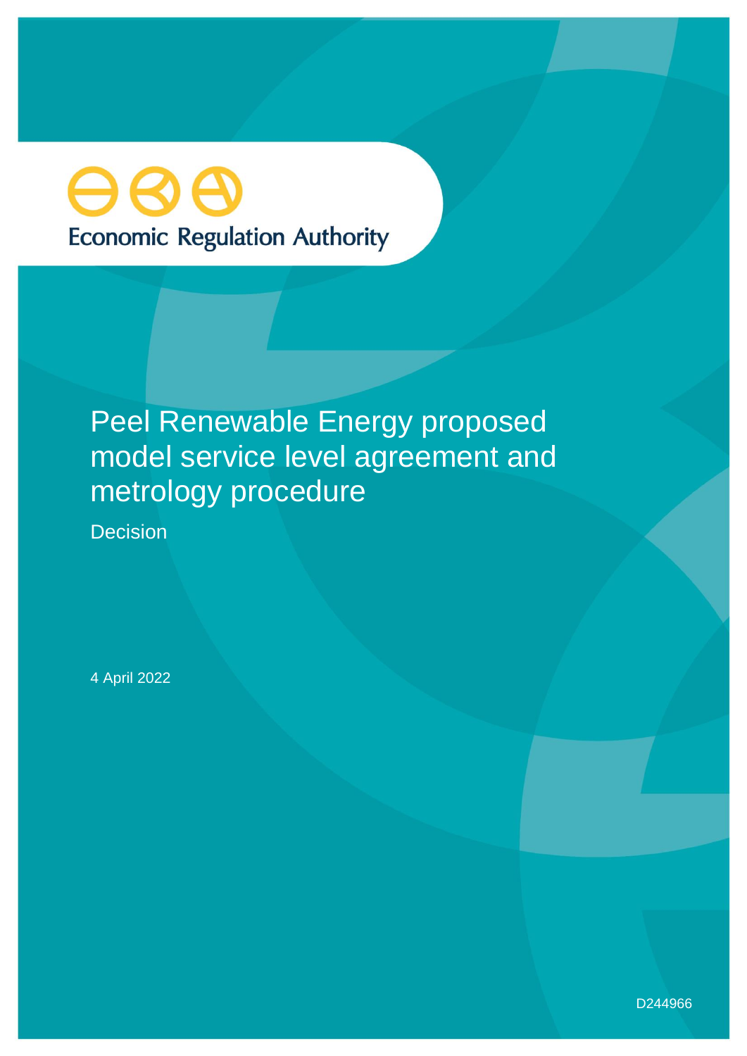Economic Regulation Authority

# Peel Renewable Energy proposed model service level agreement and metrology procedure

Decision

4 April 2022

D244966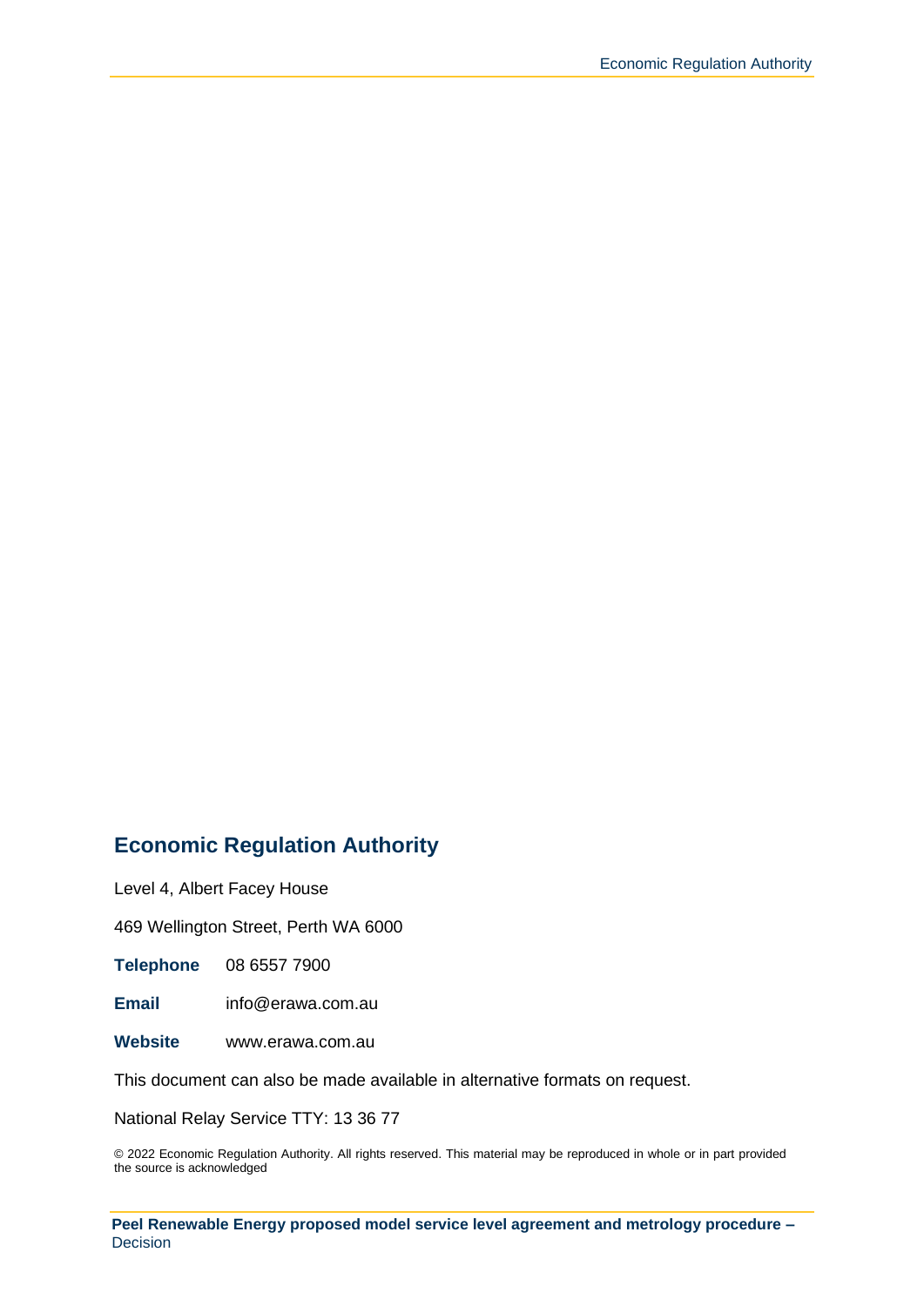## Economic Regulation Authority

Level 4, Albert Facey House

469 Wellington Street, Perth WA 6000

**Telephone** 08 6557 7900

**Email** info@erawa.com.au

**Website** www.erawa.com.au

This document can also be made available in alternative formats on request.

National Relay Service TTY: 13 36 77

© 2022 Economic Regulation Authority. All rights reserved. This material may be reproduced in whole or in part provided the source is acknowledged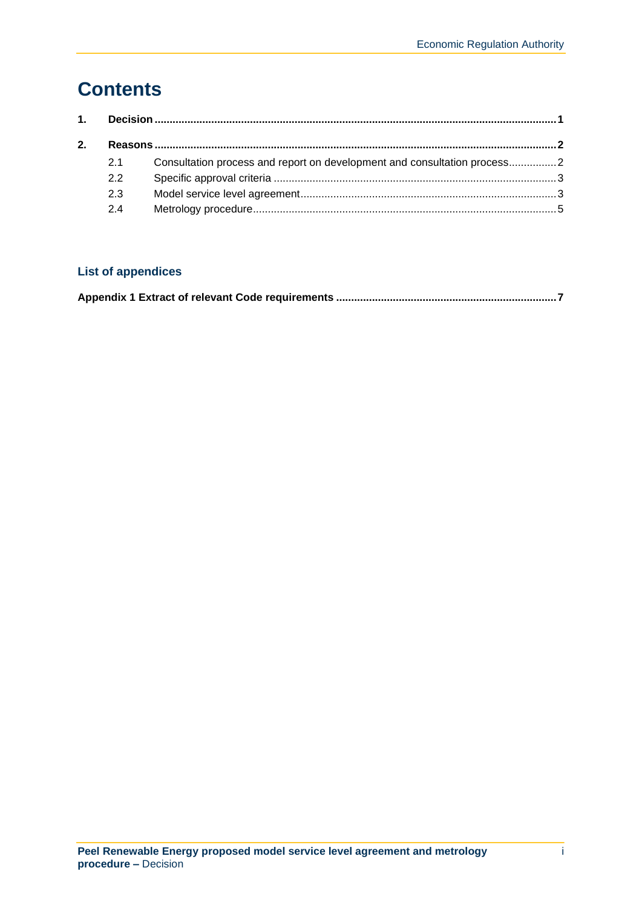# Contents

| | | |
|---|---|---|
| **1.** | **Decision** | **1** |
| **2.** | **Reasons** | **2** |
| 2.1 | Consultation process and report on development and consultation process | 2 |
| 2.2 | Specific approval criteria | 3 |
| 2.3 | Model service level agreement | 3 |
| 2.4 | Metrology procedure | 5 |

### List of appendices

**Appendix 1 Extract of relevant Code requirements .......... 7**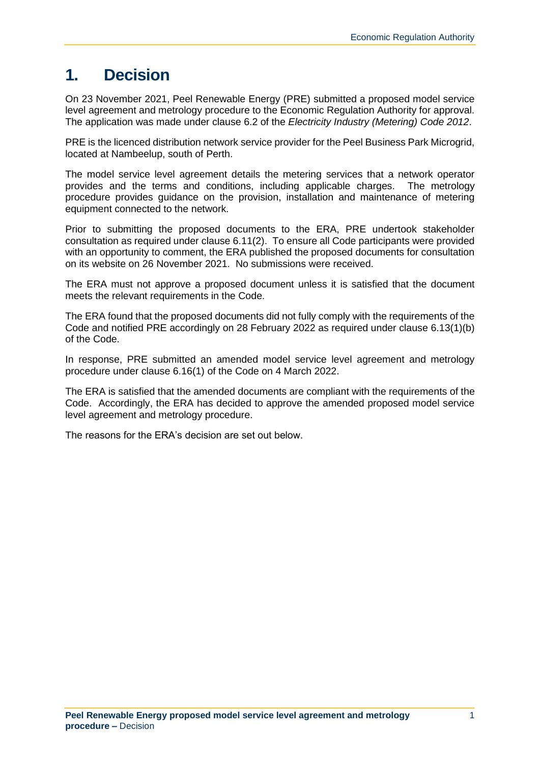# 1. Decision

On 23 November 2021, Peel Renewable Energy (PRE) submitted a proposed model service level agreement and metrology procedure to the Economic Regulation Authority for approval. The application was made under clause 6.2 of the *Electricity Industry (Metering) Code 2012*.

PRE is the licenced distribution network service provider for the Peel Business Park Microgrid, located at Nambeelup, south of Perth.

The model service level agreement details the metering services that a network operator provides and the terms and conditions, including applicable charges. The metrology procedure provides guidance on the provision, installation and maintenance of metering equipment connected to the network.

Prior to submitting the proposed documents to the ERA, PRE undertook stakeholder consultation as required under clause 6.11(2). To ensure all Code participants were provided with an opportunity to comment, the ERA published the proposed documents for consultation on its website on 26 November 2021. No submissions were received.

The ERA must not approve a proposed document unless it is satisfied that the document meets the relevant requirements in the Code.

The ERA found that the proposed documents did not fully comply with the requirements of the Code and notified PRE accordingly on 28 February 2022 as required under clause 6.13(1)(b) of the Code.

In response, PRE submitted an amended model service level agreement and metrology procedure under clause 6.16(1) of the Code on 4 March 2022.

The ERA is satisfied that the amended documents are compliant with the requirements of the Code. Accordingly, the ERA has decided to approve the amended proposed model service level agreement and metrology procedure.

The reasons for the ERA's decision are set out below.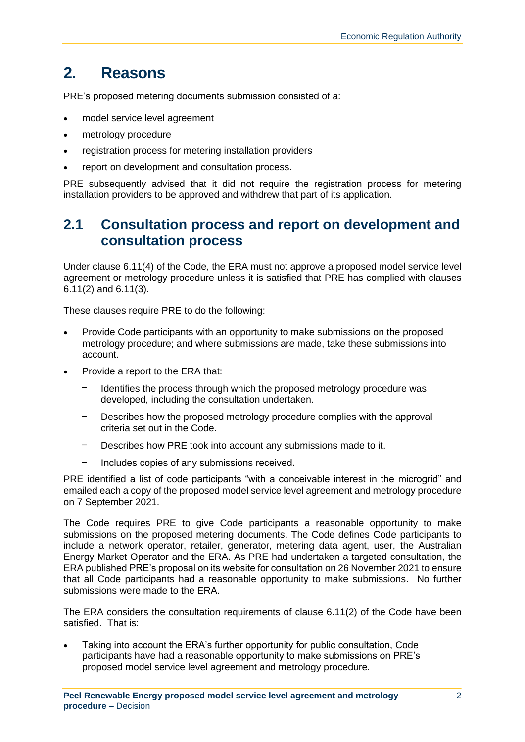# 2. Reasons

PRE's proposed metering documents submission consisted of a:

- model service level agreement
- metrology procedure
- registration process for metering installation providers
- report on development and consultation process.

PRE subsequently advised that it did not require the registration process for metering installation providers to be approved and withdrew that part of its application.

## 2.1 Consultation process and report on development and consultation process

Under clause 6.11(4) of the Code, the ERA must not approve a proposed model service level agreement or metrology procedure unless it is satisfied that PRE has complied with clauses 6.11(2) and 6.11(3).

These clauses require PRE to do the following:

- Provide Code participants with an opportunity to make submissions on the proposed metrology procedure; and where submissions are made, take these submissions into account.
- Provide a report to the ERA that:
  - Identifies the process through which the proposed metrology procedure was developed, including the consultation undertaken.
  - Describes how the proposed metrology procedure complies with the approval criteria set out in the Code.
  - Describes how PRE took into account any submissions made to it.
  - Includes copies of any submissions received.

PRE identified a list of code participants "with a conceivable interest in the microgrid" and emailed each a copy of the proposed model service level agreement and metrology procedure on 7 September 2021.

The Code requires PRE to give Code participants a reasonable opportunity to make submissions on the proposed metering documents. The Code defines Code participants to include a network operator, retailer, generator, metering data agent, user, the Australian Energy Market Operator and the ERA. As PRE had undertaken a targeted consultation, the ERA published PRE's proposal on its website for consultation on 26 November 2021 to ensure that all Code participants had a reasonable opportunity to make submissions. No further submissions were made to the ERA.

The ERA considers the consultation requirements of clause 6.11(2) of the Code have been satisfied. That is:

- Taking into account the ERA's further opportunity for public consultation, Code participants have had a reasonable opportunity to make submissions on PRE's proposed model service level agreement and metrology procedure.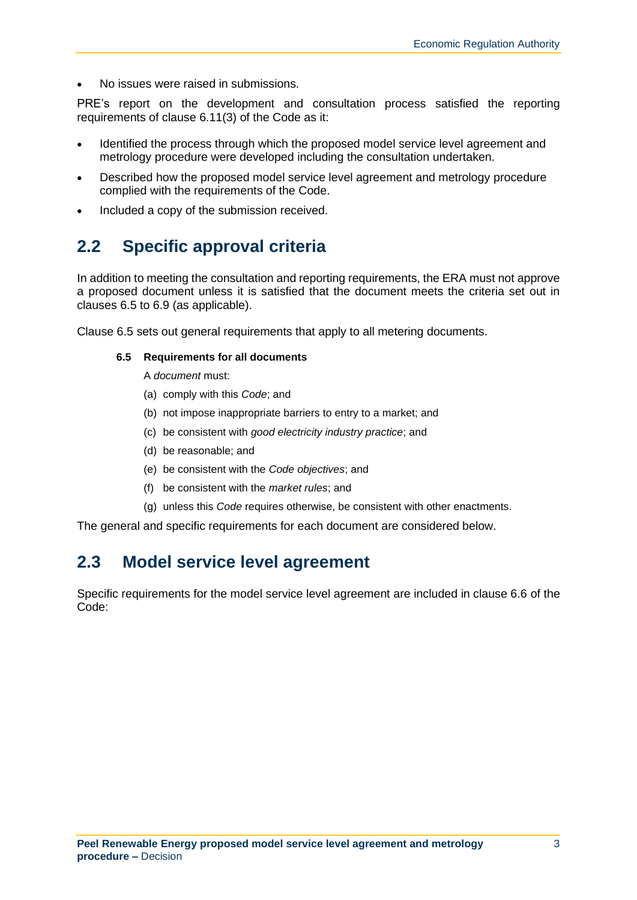- No issues were raised in submissions.

PRE's report on the development and consultation process satisfied the reporting requirements of clause 6.11(3) of the Code as it:

- Identified the process through which the proposed model service level agreement and metrology procedure were developed including the consultation undertaken.
- Described how the proposed model service level agreement and metrology procedure complied with the requirements of the Code.
- Included a copy of the submission received.

## 2.2 Specific approval criteria

In addition to meeting the consultation and reporting requirements, the ERA must not approve a proposed document unless it is satisfied that the document meets the criteria set out in clauses 6.5 to 6.9 (as applicable).

Clause 6.5 sets out general requirements that apply to all metering documents.

> **6.5 Requirements for all documents**
>
> A *document* must:
>
> (a) comply with this *Code*; and
>
> (b) not impose inappropriate barriers to entry to a market; and
>
> (c) be consistent with *good electricity industry practice*; and
>
> (d) be reasonable; and
>
> (e) be consistent with the *Code objectives*; and
>
> (f) be consistent with the *market rules*; and
>
> (g) unless this *Code* requires otherwise, be consistent with other enactments.

The general and specific requirements for each document are considered below.

## 2.3 Model service level agreement

Specific requirements for the model service level agreement are included in clause 6.6 of the Code: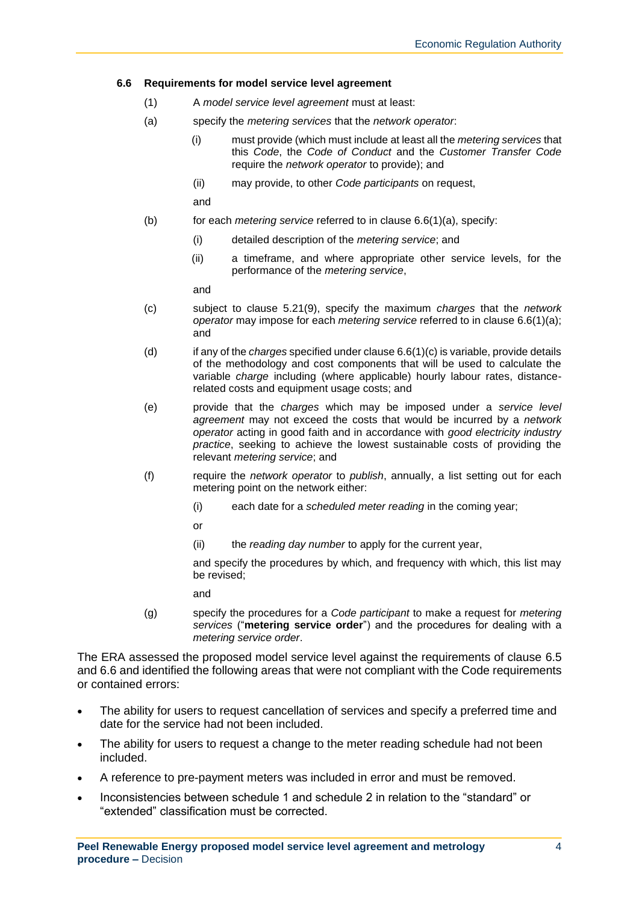### 6.6 Requirements for model service level agreement

(1) A *model service level agreement* must at least:

(a) specify the *metering services* that the *network operator*:

(i) must provide (which must include at least all the *metering services* that this *Code*, the *Code of Conduct* and the *Customer Transfer Code* require the *network operator* to provide); and

(ii) may provide, to other *Code participants* on request,

and

(b) for each *metering service* referred to in clause 6.6(1)(a), specify:

(i) detailed description of the *metering service*; and

(ii) a timeframe, and where appropriate other service levels, for the performance of the *metering service*,

and

(c) subject to clause 5.21(9), specify the maximum *charges* that the *network operator* may impose for each *metering service* referred to in clause 6.6(1)(a); and

(d) if any of the *charges* specified under clause 6.6(1)(c) is variable, provide details of the methodology and cost components that will be used to calculate the variable *charge* including (where applicable) hourly labour rates, distance-related costs and equipment usage costs; and

(e) provide that the *charges* which may be imposed under a *service level agreement* may not exceed the costs that would be incurred by a *network operator* acting in good faith and in accordance with *good electricity industry practice*, seeking to achieve the lowest sustainable costs of providing the relevant *metering service*; and

(f) require the *network operator* to *publish*, annually, a list setting out for each metering point on the network either:

(i) each date for a *scheduled meter reading* in the coming year;

or

(ii) the *reading day number* to apply for the current year,

and specify the procedures by which, and frequency with which, this list may be revised;

and

(g) specify the procedures for a *Code participant* to make a request for *metering services* ("**metering service order**") and the procedures for dealing with a *metering service order*.

The ERA assessed the proposed model service level against the requirements of clause 6.5 and 6.6 and identified the following areas that were not compliant with the Code requirements or contained errors:

- The ability for users to request cancellation of services and specify a preferred time and date for the service had not been included.
- The ability for users to request a change to the meter reading schedule had not been included.
- A reference to pre-payment meters was included in error and must be removed.
- Inconsistencies between schedule 1 and schedule 2 in relation to the "standard" or "extended" classification must be corrected.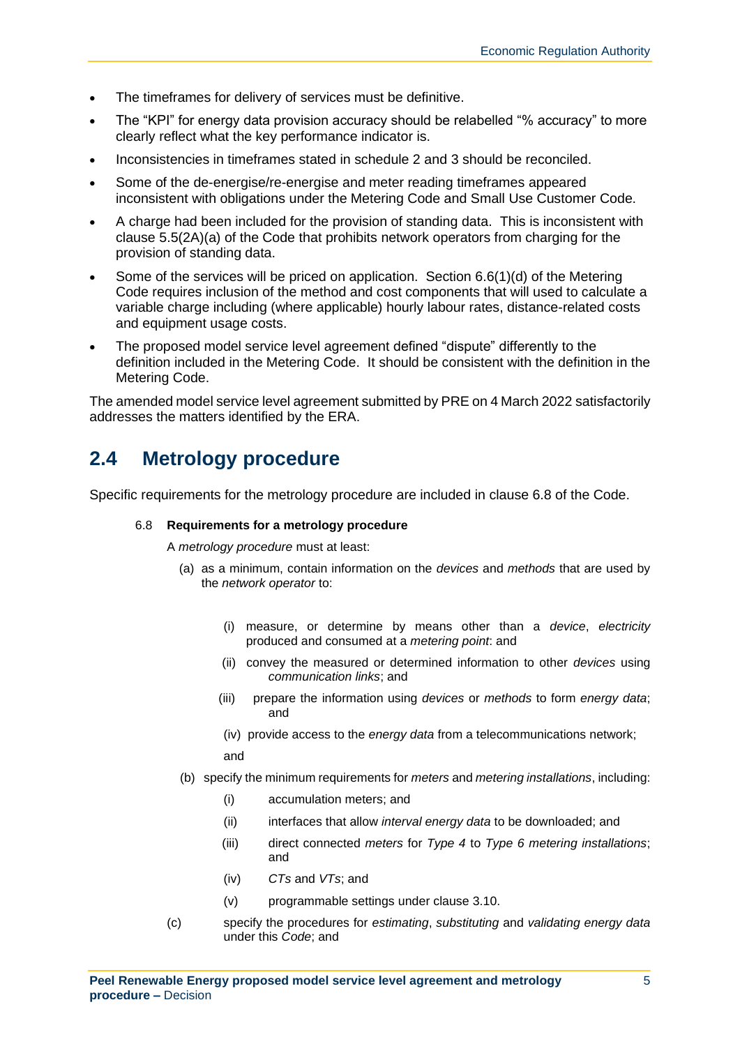- The timeframes for delivery of services must be definitive.
- The "KPI" for energy data provision accuracy should be relabelled "% accuracy" to more clearly reflect what the key performance indicator is.
- Inconsistencies in timeframes stated in schedule 2 and 3 should be reconciled.
- Some of the de-energise/re-energise and meter reading timeframes appeared inconsistent with obligations under the Metering Code and Small Use Customer Code.
- A charge had been included for the provision of standing data. This is inconsistent with clause 5.5(2A)(a) of the Code that prohibits network operators from charging for the provision of standing data.
- Some of the services will be priced on application. Section 6.6(1)(d) of the Metering Code requires inclusion of the method and cost components that will used to calculate a variable charge including (where applicable) hourly labour rates, distance-related costs and equipment usage costs.
- The proposed model service level agreement defined "dispute" differently to the definition included in the Metering Code. It should be consistent with the definition in the Metering Code.

The amended model service level agreement submitted by PRE on 4 March 2022 satisfactorily addresses the matters identified by the ERA.

## 2.4 Metrology procedure

Specific requirements for the metrology procedure are included in clause 6.8 of the Code.

6.8 **Requirements for a metrology procedure**

A *metrology procedure* must at least:

(a) as a minimum, contain information on the *devices* and *methods* that are used by the *network operator* to:

(i) measure, or determine by means other than a *device*, *electricity* produced and consumed at a *metering point*: and

(ii) convey the measured or determined information to other *devices* using *communication links*; and

(iii) prepare the information using *devices* or *methods* to form *energy data*; and

(iv) provide access to the *energy data* from a telecommunications network;

and

(b) specify the minimum requirements for *meters* and *metering installations*, including:

(i) accumulation meters; and

(ii) interfaces that allow *interval energy data* to be downloaded; and

(iii) direct connected *meters* for *Type 4* to *Type 6 metering installations*; and

(iv) *CTs* and *VTs*; and

(v) programmable settings under clause 3.10.

(c) specify the procedures for *estimating*, *substituting* and *validating energy data* under this *Code*; and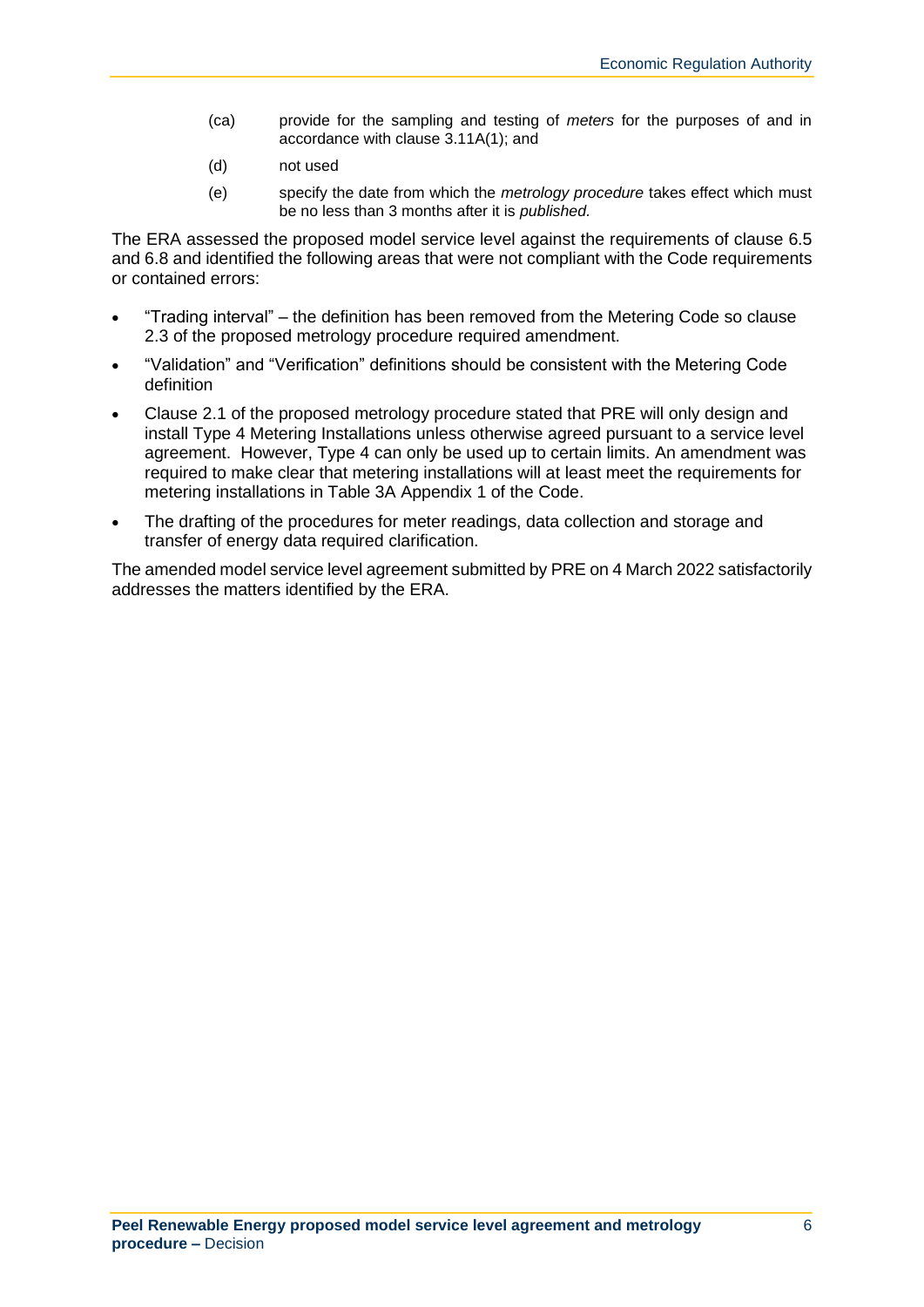(ca) provide for the sampling and testing of *meters* for the purposes of and in accordance with clause 3.11A(1); and

(d) not used

(e) specify the date from which the *metrology procedure* takes effect which must be no less than 3 months after it is *published.*

The ERA assessed the proposed model service level against the requirements of clause 6.5 and 6.8 and identified the following areas that were not compliant with the Code requirements or contained errors:

- "Trading interval" – the definition has been removed from the Metering Code so clause 2.3 of the proposed metrology procedure required amendment.
- "Validation" and "Verification" definitions should be consistent with the Metering Code definition
- Clause 2.1 of the proposed metrology procedure stated that PRE will only design and install Type 4 Metering Installations unless otherwise agreed pursuant to a service level agreement. However, Type 4 can only be used up to certain limits. An amendment was required to make clear that metering installations will at least meet the requirements for metering installations in Table 3A Appendix 1 of the Code.
- The drafting of the procedures for meter readings, data collection and storage and transfer of energy data required clarification.

The amended model service level agreement submitted by PRE on 4 March 2022 satisfactorily addresses the matters identified by the ERA.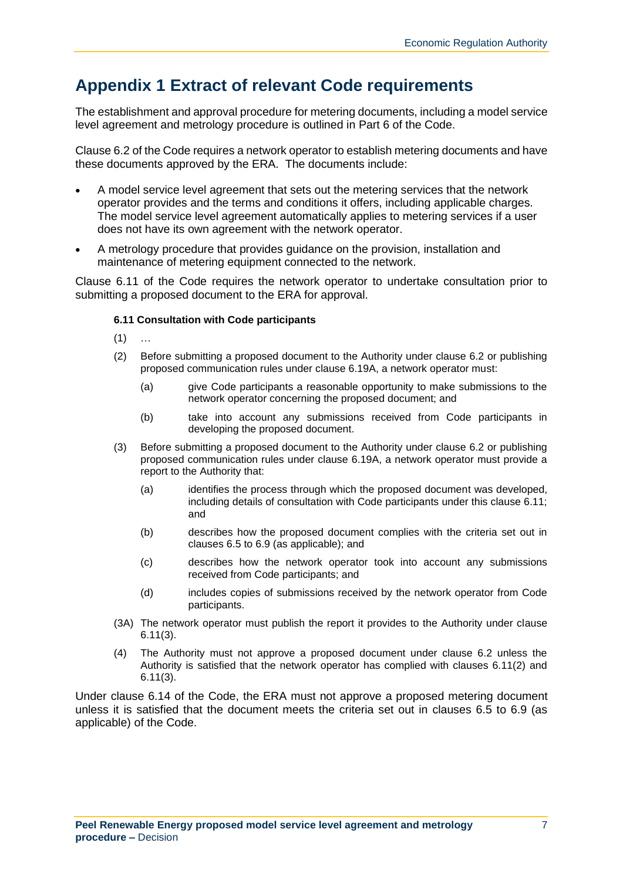# Appendix 1 Extract of relevant Code requirements

The establishment and approval procedure for metering documents, including a model service level agreement and metrology procedure is outlined in Part 6 of the Code.

Clause 6.2 of the Code requires a network operator to establish metering documents and have these documents approved by the ERA. The documents include:

- A model service level agreement that sets out the metering services that the network operator provides and the terms and conditions it offers, including applicable charges. The model service level agreement automatically applies to metering services if a user does not have its own agreement with the network operator.
- A metrology procedure that provides guidance on the provision, installation and maintenance of metering equipment connected to the network.

Clause 6.11 of the Code requires the network operator to undertake consultation prior to submitting a proposed document to the ERA for approval.

**6.11 Consultation with Code participants**

(1) …

(2) Before submitting a proposed document to the Authority under clause 6.2 or publishing proposed communication rules under clause 6.19A, a network operator must:

   (a) give Code participants a reasonable opportunity to make submissions to the network operator concerning the proposed document; and

   (b) take into account any submissions received from Code participants in developing the proposed document.

(3) Before submitting a proposed document to the Authority under clause 6.2 or publishing proposed communication rules under clause 6.19A, a network operator must provide a report to the Authority that:

   (a) identifies the process through which the proposed document was developed, including details of consultation with Code participants under this clause 6.11; and

   (b) describes how the proposed document complies with the criteria set out in clauses 6.5 to 6.9 (as applicable); and

   (c) describes how the network operator took into account any submissions received from Code participants; and

   (d) includes copies of submissions received by the network operator from Code participants.

(3A) The network operator must publish the report it provides to the Authority under clause 6.11(3).

(4) The Authority must not approve a proposed document under clause 6.2 unless the Authority is satisfied that the network operator has complied with clauses 6.11(2) and 6.11(3).

Under clause 6.14 of the Code, the ERA must not approve a proposed metering document unless it is satisfied that the document meets the criteria set out in clauses 6.5 to 6.9 (as applicable) of the Code.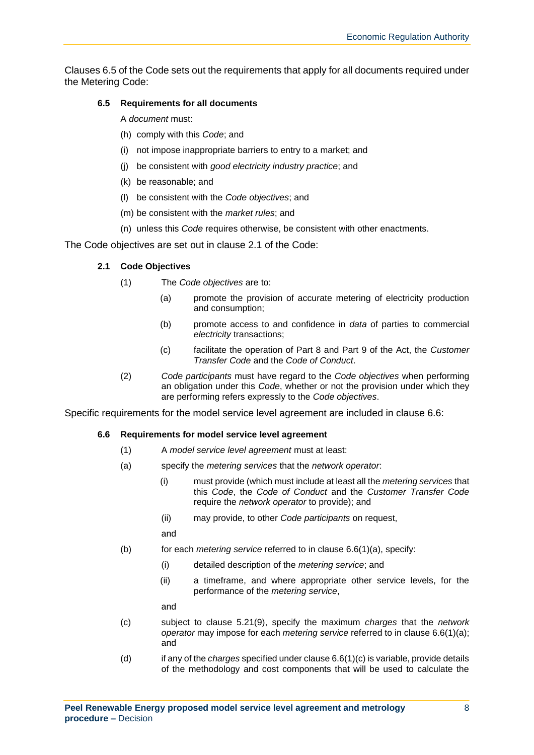Clauses 6.5 of the Code sets out the requirements that apply for all documents required under the Metering Code:

**6.5 Requirements for all documents**

A *document* must:

(h) comply with this *Code*; and

(i) not impose inappropriate barriers to entry to a market; and

(j) be consistent with *good electricity industry practice*; and

(k) be reasonable; and

(l) be consistent with the *Code objectives*; and

(m) be consistent with the *market rules*; and

(n) unless this *Code* requires otherwise, be consistent with other enactments.

The Code objectives are set out in clause 2.1 of the Code:

**2.1 Code Objectives**

(1) The *Code objectives* are to:

(a) promote the provision of accurate metering of electricity production and consumption;

(b) promote access to and confidence in *data* of parties to commercial *electricity* transactions;

(c) facilitate the operation of Part 8 and Part 9 of the Act, the *Customer Transfer Code* and the *Code of Conduct*.

(2) *Code participants* must have regard to the *Code objectives* when performing an obligation under this *Code*, whether or not the provision under which they are performing refers expressly to the *Code objectives*.

Specific requirements for the model service level agreement are included in clause 6.6:

**6.6 Requirements for model service level agreement**

(1) A *model service level agreement* must at least:

(a) specify the *metering services* that the *network operator*:

(i) must provide (which must include at least all the *metering services* that this *Code*, the *Code of Conduct* and the *Customer Transfer Code* require the *network operator* to provide); and

(ii) may provide, to other *Code participants* on request,

and

(b) for each *metering service* referred to in clause 6.6(1)(a), specify:

(i) detailed description of the *metering service*; and

(ii) a timeframe, and where appropriate other service levels, for the performance of the *metering service*,

and

(c) subject to clause 5.21(9), specify the maximum *charges* that the *network operator* may impose for each *metering service* referred to in clause 6.6(1)(a); and

(d) if any of the *charges* specified under clause 6.6(1)(c) is variable, provide details of the methodology and cost components that will be used to calculate the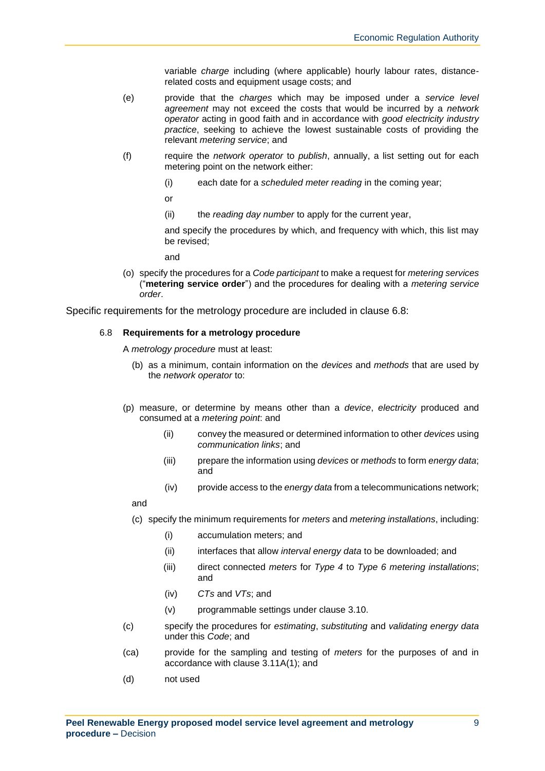variable *charge* including (where applicable) hourly labour rates, distance-related costs and equipment usage costs; and

(e) provide that the *charges* which may be imposed under a *service level agreement* may not exceed the costs that would be incurred by a *network operator* acting in good faith and in accordance with *good electricity industry practice*, seeking to achieve the lowest sustainable costs of providing the relevant *metering service*; and

(f) require the *network operator* to *publish*, annually, a list setting out for each metering point on the network either:

   (i) each date for a *scheduled meter reading* in the coming year;

   or

   (ii) the *reading day number* to apply for the current year,

   and specify the procedures by which, and frequency with which, this list may be revised;

   and

(o) specify the procedures for a *Code participant* to make a request for *metering services* ("**metering service order**") and the procedures for dealing with a *metering service order*.

Specific requirements for the metrology procedure are included in clause 6.8:

6.8 **Requirements for a metrology procedure**

A *metrology procedure* must at least:

(b) as a minimum, contain information on the *devices* and *methods* that are used by the *network operator* to:

(p) measure, or determine by means other than a *device*, *electricity* produced and consumed at a *metering point*: and

   (ii) convey the measured or determined information to other *devices* using *communication links*; and

   (iii) prepare the information using *devices* or *methods* to form *energy data*; and

   (iv) provide access to the *energy data* from a telecommunications network;

and

(c) specify the minimum requirements for *meters* and *metering installations*, including:

   (i) accumulation meters; and

   (ii) interfaces that allow *interval energy data* to be downloaded; and

   (iii) direct connected *meters* for *Type 4* to *Type 6 metering installations*; and

   (iv) *CTs* and *VTs*; and

   (v) programmable settings under clause 3.10.

(c) specify the procedures for *estimating*, *substituting* and *validating energy data* under this *Code*; and

(ca) provide for the sampling and testing of *meters* for the purposes of and in accordance with clause 3.11A(1); and

(d) not used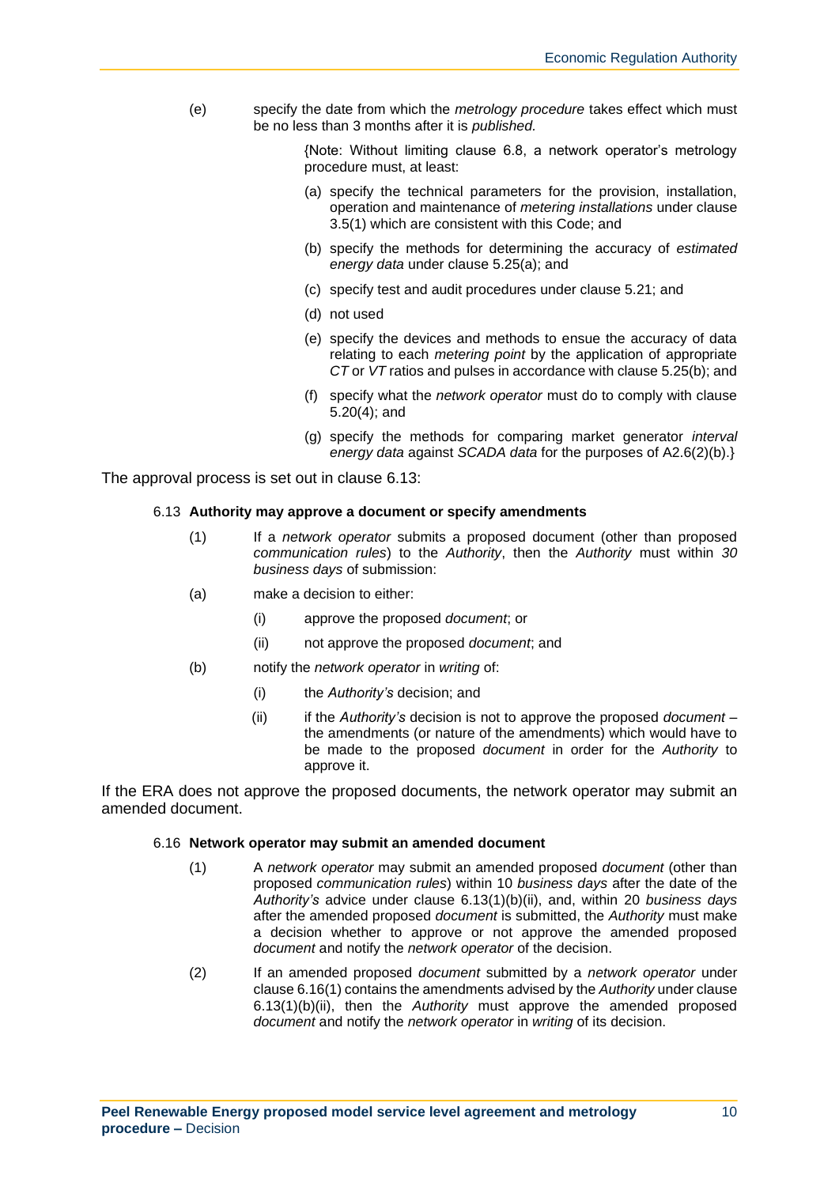(e) specify the date from which the *metrology procedure* takes effect which must be no less than 3 months after it is *published.*

> {Note: Without limiting clause 6.8, a network operator's metrology procedure must, at least:
>
> (a) specify the technical parameters for the provision, installation, operation and maintenance of *metering installations* under clause 3.5(1) which are consistent with this Code; and
>
> (b) specify the methods for determining the accuracy of *estimated energy data* under clause 5.25(a); and
>
> (c) specify test and audit procedures under clause 5.21; and
>
> (d) not used
>
> (e) specify the devices and methods to ensue the accuracy of data relating to each *metering point* by the application of appropriate *CT* or *VT* ratios and pulses in accordance with clause 5.25(b); and
>
> (f) specify what the *network operator* must do to comply with clause 5.20(4); and
>
> (g) specify the methods for comparing market generator *interval energy data* against *SCADA data* for the purposes of A2.6(2)(b).}

The approval process is set out in clause 6.13:

> 6.13 **Authority may approve a document or specify amendments**
>
> (1) If a *network operator* submits a proposed document (other than proposed *communication rules*) to the *Authority*, then the *Authority* must within *30 business days* of submission:
>
> (a) make a decision to either:
>
> (i) approve the proposed *document*; or
>
> (ii) not approve the proposed *document*; and
>
> (b) notify the *network operator* in *writing* of:
>
> (i) the *Authority's* decision; and
>
> (ii) if the *Authority's* decision is not to approve the proposed *document* – the amendments (or nature of the amendments) which would have to be made to the proposed *document* in order for the *Authority* to approve it.

If the ERA does not approve the proposed documents, the network operator may submit an amended document.

> 6.16 **Network operator may submit an amended document**
>
> (1) A *network operator* may submit an amended proposed *document* (other than proposed *communication rules*) within 10 *business days* after the date of the *Authority's* advice under clause 6.13(1)(b)(ii), and, within 20 *business days* after the amended proposed *document* is submitted, the *Authority* must make a decision whether to approve or not approve the amended proposed *document* and notify the *network operator* of the decision.
>
> (2) If an amended proposed *document* submitted by a *network operator* under clause 6.16(1) contains the amendments advised by the *Authority* under clause 6.13(1)(b)(ii), then the *Authority* must approve the amended proposed *document* and notify the *network operator* in *writing* of its decision.